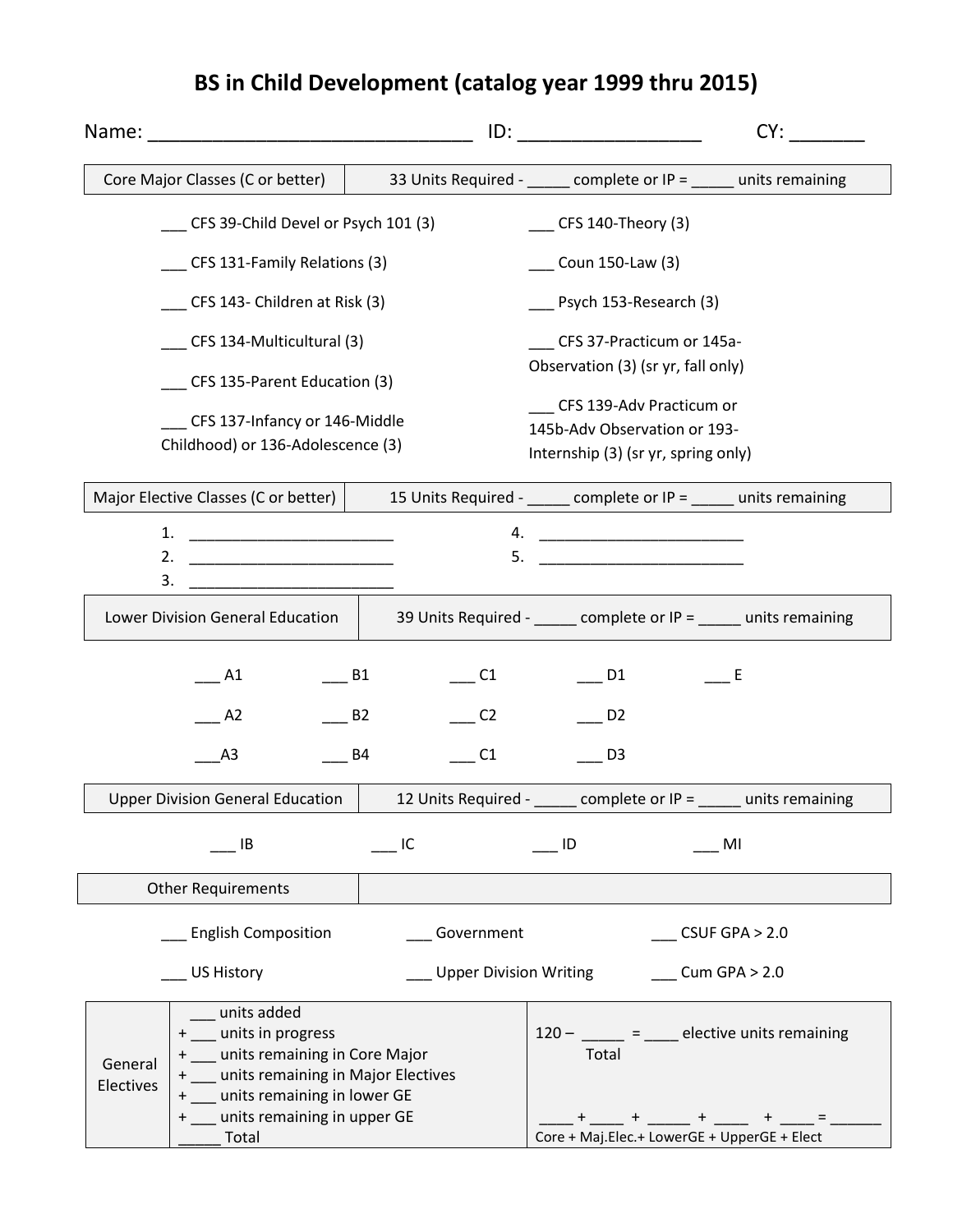# BS in Child Development (catalog year 1999 thru 2015)

Name: ______________________________ ID: _________________ CY: _______

| Core Major Classes (C or better) | 33 Units Required - _____ complete or IP = _____ units remaining |
|---|---|

___ CFS 39-Child Devel or Psych 101 (3)

___ CFS 131-Family Relations (3)

___ CFS 143- Children at Risk (3)

___ CFS 134-Multicultural (3)

___ CFS 135-Parent Education (3)

___ CFS 137-Infancy or 146-Middle Childhood) or 136-Adolescence (3)

___ CFS 140-Theory (3)

___ Coun 150-Law (3)

___ Psych 153-Research (3)

___ CFS 37-Practicum or 145a-Observation (3) (sr yr, fall only)

___ CFS 139-Adv Practicum or 145b-Adv Observation or 193-Internship (3) (sr yr, spring only)

| Major Elective Classes (C or better) | 15 Units Required - _____ complete or IP = _____ units remaining |
|---|---|

1. ________________________
2. ________________________
3. ________________________
4. ________________________
5. ________________________

| Lower Division General Education | 39 Units Required - _____ complete or IP = _____ units remaining |
|---|---|

| | | | | |
|---|---|---|---|---|
| ___ A1 | ___ B1 | ___ C1 | ___ D1 | ___ E |
| ___ A2 | ___ B2 | ___ C2 | ___ D2 | |
| ___A3 | ___ B4 | ___ C1 | ___ D3 | |

| Upper Division General Education | 12 Units Required - _____ complete or IP = _____ units remaining |
|---|---|

___ IB ___ IC ___ ID ___ MI

| Other Requirements | |
|---|---|

| | | |
|---|---|---|
| ___ English Composition | ___ Government | ___ CSUF GPA > 2.0 |
| ___ US History | ___ Upper Division Writing | ___ Cum GPA > 2.0 |

| General Electives | ___ units added<br>+ ___ units in progress<br>+ ___ units remaining in Core Major<br>+ ___ units remaining in Major Electives<br>+ ___ units remaining in lower GE<br>+ ___ units remaining in upper GE<br>_____ Total | 120 – _____ = ____ elective units remaining<br>Total<br><br>____ + ____ + _____ + ____ + ____ = ______<br>Core + Maj.Elec.+ LowerGE + UpperGE + Elect |
|---|---|---|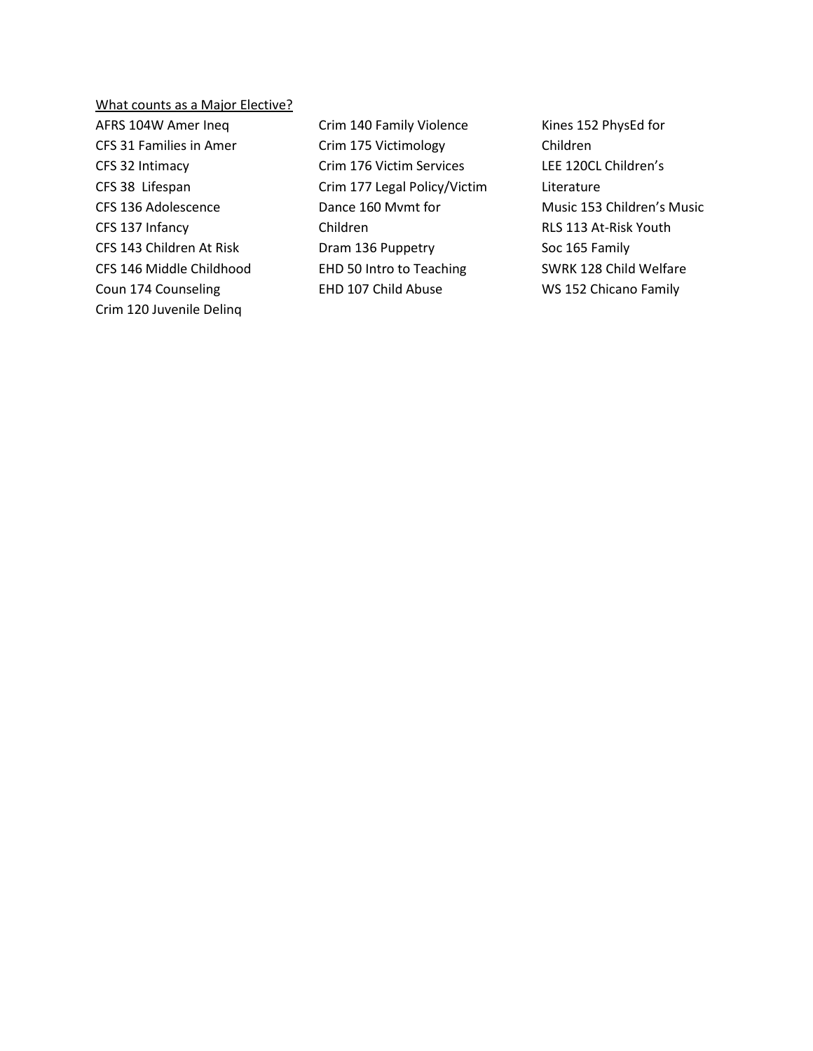What counts as a Major Elective?

- AFRS 104W Amer Ineq
- CFS 31 Families in Amer
- CFS 32 Intimacy
- CFS 38 Lifespan
- CFS 136 Adolescence
- CFS 137 Infancy
- CFS 143 Children At Risk
- CFS 146 Middle Childhood
- Coun 174 Counseling
- Crim 120 Juvenile Delinq
- Crim 140 Family Violence
- Crim 175 Victimology
- Crim 176 Victim Services
- Crim 177 Legal Policy/Victim
- Dance 160 Mvmt for Children
- Dram 136 Puppetry
- EHD 50 Intro to Teaching
- EHD 107 Child Abuse
- Kines 152 PhysEd for Children
- LEE 120CL Children's Literature
- Music 153 Children's Music
- RLS 113 At-Risk Youth
- Soc 165 Family
- SWRK 128 Child Welfare
- WS 152 Chicano Family